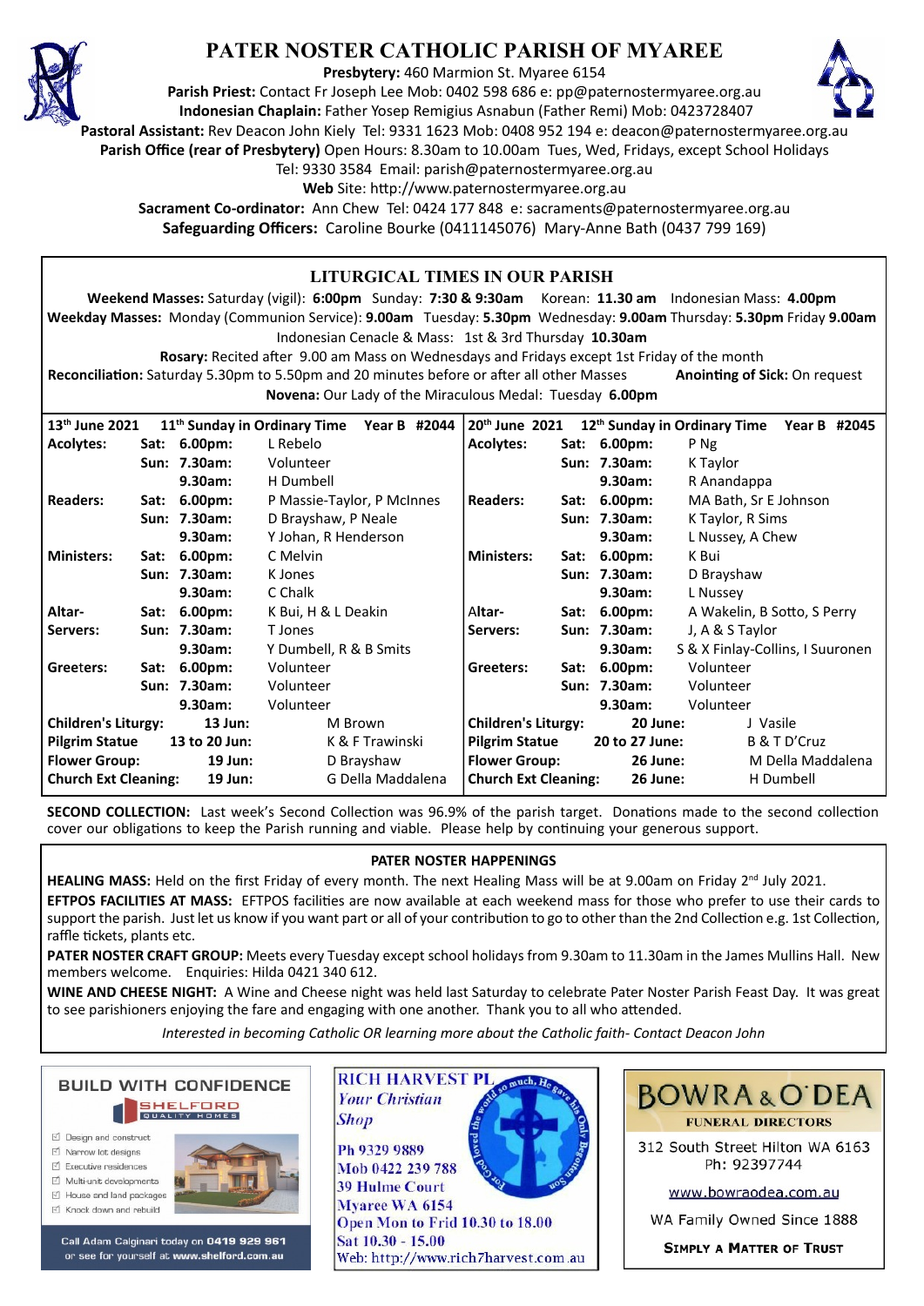# PATER NOSTER CATHOLIC PARISH OF MYAREE

**Presbytery:** 460 Marmion St. Myaree 6154
**Parish Priest:** Contact Fr Joseph Lee Mob: 0402 598 686 e: pp@paternostermyaree.org.au
**Indonesian Chaplain:** Father Yosep Remigius Asnabun (Father Remi) Mob: 0423728407
**Pastoral Assistant:** Rev Deacon John Kiely Tel: 9331 1623 Mob: 0408 952 194 e: deacon@paternostermyaree.org.au
**Parish Office (rear of Presbytery)** Open Hours: 8.30am to 10.00am Tues, Wed, Fridays, except School Holidays
Tel: 9330 3584 Email: parish@paternostermyaree.org.au
**Web** Site: http://www.paternostermyaree.org.au
**Sacrament Co-ordinator:** Ann Chew Tel: 0424 177 848 e: sacraments@paternostermyaree.org.au
**Safeguarding Officers:** Caroline Bourke (0411145076) Mary-Anne Bath (0437 799 169)

## LITURGICAL TIMES IN OUR PARISH

**Weekend Masses:** Saturday (vigil): **6:00pm** Sunday: **7:30 & 9:30am** Korean: **11.30 am** Indonesian Mass: **4.00pm**
**Weekday Masses:** Monday (Communion Service): **9.00am** Tuesday: **5.30pm** Wednesday: **9.00am** Thursday: **5.30pm** Friday **9.00am**
Indonesian Cenacle & Mass: 1st & 3rd Thursday **10.30am**
**Rosary:** Recited after 9.00 am Mass on Wednesdays and Fridays except 1st Friday of the month
**Reconciliation:** Saturday 5.30pm to 5.50pm and 20 minutes before or after all other Masses **Anointing of Sick:** On request
**Novena:** Our Lady of the Miraculous Medal: Tuesday **6.00pm**

| 13th June 2021 | 11th Sunday in Ordinary Time Year B #2044 | | 20th June 2021 | 12th Sunday in Ordinary Time Year B #2045 | |
|---|---|---|---|---|---|
| **Acolytes:** | **Sat: 6.00pm:** | L Rebelo | **Acolytes:** | **Sat: 6.00pm:** | P Ng |
| | **Sun: 7.30am:** | Volunteer | | **Sun: 7.30am:** | K Taylor |
| | **9.30am:** | H Dumbell | | **9.30am:** | R Anandappa |
| **Readers:** | **Sat: 6.00pm:** | P Massie-Taylor, P McInnes | **Readers:** | **Sat: 6.00pm:** | MA Bath, Sr E Johnson |
| | **Sun: 7.30am:** | D Brayshaw, P Neale | | **Sun: 7.30am:** | K Taylor, R Sims |
| | **9.30am:** | Y Johan, R Henderson | | **9.30am:** | L Nussey, A Chew |
| **Ministers:** | **Sat: 6.00pm:** | C Melvin | **Ministers:** | **Sat: 6.00pm:** | K Bui |
| | **Sun: 7.30am:** | K Jones | | **Sun: 7.30am:** | D Brayshaw |
| | **9.30am:** | C Chalk | | **9.30am:** | L Nussey |
| **Altar-Servers:** | **Sat: 6.00pm:** | K Bui, H & L Deakin | **Altar-Servers:** | **Sat: 6.00pm:** | A Wakelin, B Sotto, S Perry |
| | **Sun: 7.30am:** | T Jones | | **Sun: 7.30am:** | J, A & S Taylor |
| | **9.30am:** | Y Dumbell, R & B Smits | | **9.30am:** | S & X Finlay-Collins, I Suuronen |
| **Greeters:** | **Sat: 6.00pm:** | Volunteer | **Greeters:** | **Sat: 6.00pm:** | Volunteer |
| | **Sun: 7.30am:** | Volunteer | | **Sun: 7.30am:** | Volunteer |
| | **9.30am:** | Volunteer | | **9.30am:** | Volunteer |
| **Children's Liturgy:** | **13 Jun:** | M Brown | **Children's Liturgy:** | **20 June:** | J Vasile |
| **Pilgrim Statue** | **13 to 20 Jun:** | K & F Trawinski | **Pilgrim Statue** | **20 to 27 June:** | B & T D'Cruz |
| **Flower Group:** | **19 Jun:** | D Brayshaw | **Flower Group:** | **26 June:** | M Della Maddalena |
| **Church Ext Cleaning:** | **19 Jun:** | G Della Maddalena | **Church Ext Cleaning:** | **26 June:** | H Dumbell |

**SECOND COLLECTION:** Last week's Second Collection was 96.9% of the parish target. Donations made to the second collection cover our obligations to keep the Parish running and viable. Please help by continuing your generous support.

## PATER NOSTER HAPPENINGS

**HEALING MASS:** Held on the first Friday of every month. The next Healing Mass will be at 9.00am on Friday 2nd July 2021.

**EFTPOS FACILITIES AT MASS:** EFTPOS facilities are now available at each weekend mass for those who prefer to use their cards to support the parish. Just let us know if you want part or all of your contribution to go to other than the 2nd Collection e.g. 1st Collection, raffle tickets, plants etc.

**PATER NOSTER CRAFT GROUP:** Meets every Tuesday except school holidays from 9.30am to 11.30am in the James Mullins Hall. New members welcome. Enquiries: Hilda 0421 340 612.

**WINE AND CHEESE NIGHT:** A Wine and Cheese night was held last Saturday to celebrate Pater Noster Parish Feast Day. It was great to see parishioners enjoying the fare and engaging with one another. Thank you to all who attended.

*Interested in becoming Catholic OR learning more about the Catholic faith- Contact Deacon John*

**BUILD WITH CONFIDENCE**
SHELFORD QUALITY HOMES
- Design and construct
- Narrow lot designs
- Executive residences
- Multi-unit developments
- House and land packages
- Knock down and rebuild

Call Adam Calginari today on 0419 929 961 or see for yourself at www.shelford.com.au

**RICH HARVEST PL**
*Your Christian Shop*
Ph 9329 9889
Mob 0422 239 788
39 Hulme Court
Myaree WA 6154
Open Mon to Frid 10.30 to 18.00
Sat 10.30 - 15.00
Web: http://www.rich7harvest.com.au

**BOWRA & O'DEA**
FUNERAL DIRECTORS
312 South Street Hilton WA 6163
Ph: 92397744
www.bowraodea.com.au
WA Family Owned Since 1888
SIMPLY A MATTER OF TRUST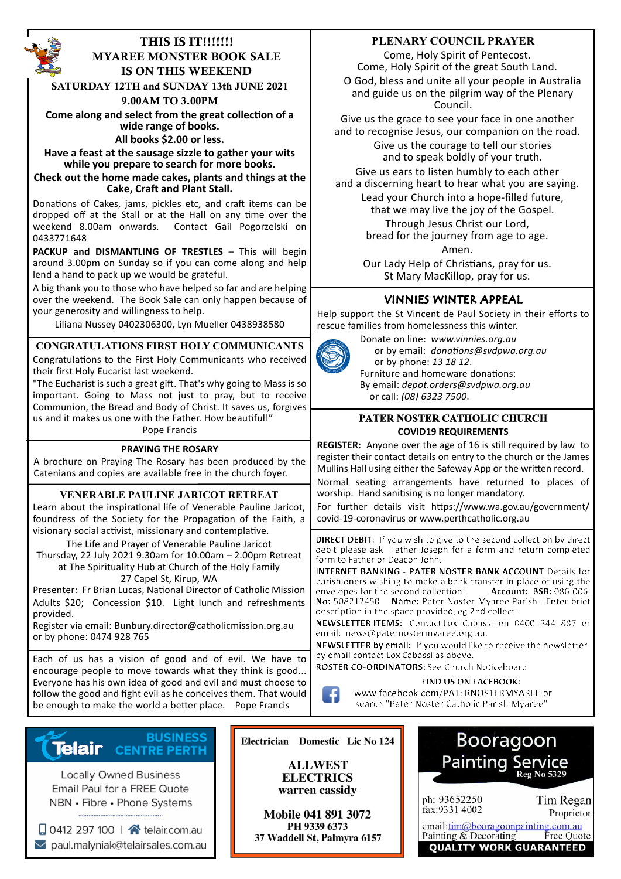## THIS IS IT!!!!!!!
## MYAREE MONSTER BOOK SALE
## IS ON THIS WEEKEND

**SATURDAY 12TH and SUNDAY 13th JUNE 2021**

**9.00AM TO 3.00PM**

**Come along and select from the great collection of a wide range of books.**

**All books $2.00 or less.**

**Have a feast at the sausage sizzle to gather your wits while you prepare to search for more books.**

**Check out the home made cakes, plants and things at the Cake, Craft and Plant Stall.**

Donations of Cakes, jams, pickles etc, and craft items can be dropped off at the Stall or at the Hall on any time over the weekend 8.00am onwards. Contact Gail Pogorzelski on 0433771648

**PACKUP and DISMANTLING OF TRESTLES** – This will begin around 3.00pm on Sunday so if you can come along and help lend a hand to pack up we would be grateful.

A big thank you to those who have helped so far and are helping over the weekend. The Book Sale can only happen because of your generosity and willingness to help.

Liliana Nussey 0402306300, Lyn Mueller 0438938580

## CONGRATULATIONS FIRST HOLY COMMUNICANTS

Congratulations to the First Holy Communicants who received their first Holy Eucarist last weekend.

"The Eucharist is such a great gift. That's why going to Mass is so important. Going to Mass not just to pray, but to receive Communion, the Bread and Body of Christ. It saves us, forgives us and it makes us one with the Father. How beautiful!"

Pope Francis

## PRAYING THE ROSARY

A brochure on Praying The Rosary has been produced by the Catenians and copies are available free in the church foyer.

## VENERABLE PAULINE JARICOT RETREAT

Learn about the inspirational life of Venerable Pauline Jaricot, foundress of the Society for the Propagation of the Faith, a visionary social activist, missionary and contemplative.

The Life and Prayer of Venerable Pauline Jaricot
Thursday, 22 July 2021 9.30am for 10.00am – 2.00pm Retreat
at The Spirituality Hub at Church of the Holy Family
27 Capel St, Kirup, WA

Presenter: Fr Brian Lucas, National Director of Catholic Mission

Adults $20; Concession $10. Light lunch and refreshments provided.

Register via email: Bunbury.director@catholicmission.org.au or by phone: 0474 928 765

Each of us has a vision of good and of evil. We have to encourage people to move towards what they think is good... Everyone has his own idea of good and evil and must choose to follow the good and fight evil as he conceives them. That would be enough to make the world a better place. Pope Francis

## PLENARY COUNCIL PRAYER

Come, Holy Spirit of Pentecost.
Come, Holy Spirit of the great South Land.
O God, bless and unite all your people in Australia and guide us on the pilgrim way of the Plenary Council.
Give us the grace to see your face in one another and to recognise Jesus, our companion on the road.
Give us the courage to tell our stories and to speak boldly of your truth.
Give us ears to listen humbly to each other and a discerning heart to hear what you are saying.
Lead your Church into a hope-filled future, that we may live the joy of the Gospel.
Through Jesus Christ our Lord, bread for the journey from age to age.
Amen.
Our Lady Help of Christians, pray for us.
St Mary MacKillop, pray for us.

## VINNIES WINTER APPEAL

Help support the St Vincent de Paul Society in their efforts to rescue families from homelessness this winter.

Donate on line: *www.vinnies.org.au*
or by email: *donations@svdpwa.org.au*
or by phone: *13 18 12*.
Furniture and homeware donations:
By email: *depot.orders@svdpwa.org.au*
or call: *(08) 6323 7500*.

## PATER NOSTER CATHOLIC CHURCH
### COVID19 REQUIREMENTS

**REGISTER:** Anyone over the age of 16 is still required by law to register their contact details on entry to the church or the James Mullins Hall using either the Safeway App or the written record.

Normal seating arrangements have returned to places of worship. Hand sanitising is no longer mandatory.

For further details visit https://www.wa.gov.au/government/covid-19-coronavirus or www.perthcatholic.org.au

**DIRECT DEBIT**: If you wish to give to the second collection by direct debit please ask Father Joseph for a form and return completed form to Father or Deacon John.

**INTERNET BANKING - PATER NOSTER BANK ACCOUNT** Details for parishioners wishing to make a bank transfer in place of using the envelopes for the second collection: **Account: BSB:** 086-006 **No:** 508212450 **Name:** Pater Noster Myaree Parish. Enter brief description in the space provided, eg 2nd collect.

**NEWSLETTER ITEMS**: Contact Lox Cabassi on 0400 344 887 or email: news@paternostermyaree.org.au.

**NEWSLETTER by email:** If you would like to receive the newsletter by email contact Lox Cabassi as above.

**ROSTER CO-ORDINATORS:** See Church Noticeboard

**FIND US ON FACEBOOK:**
www.facebook.com/PATERNOSTERMYAREE or search "Pater Noster Catholic Parish Myaree"

---

**Telair BUSINESS CENTRE PERTH**
Locally Owned Business
Email Paul for a FREE Quote
NBN • Fibre • Phone Systems
0412 297 100 | telair.com.au
paul.malyniak@telairsales.com.au

**Electrician Domestic Lic No 124**
**ALLWEST ELECTRICS**
**warren cassidy**
**Mobile 041 891 3072**
**PH 9339 6373**
**37 Waddell St, Palmyra 6157**

**Booragoon Painting Service**
Reg No 5329
ph: 93652250
fax:9331 4002
Tim Regan
Proprietor
email:tim@booragoonpainting.com.au
Painting & Decorating Free Quote
**QUALITY WORK GUARANTEED**